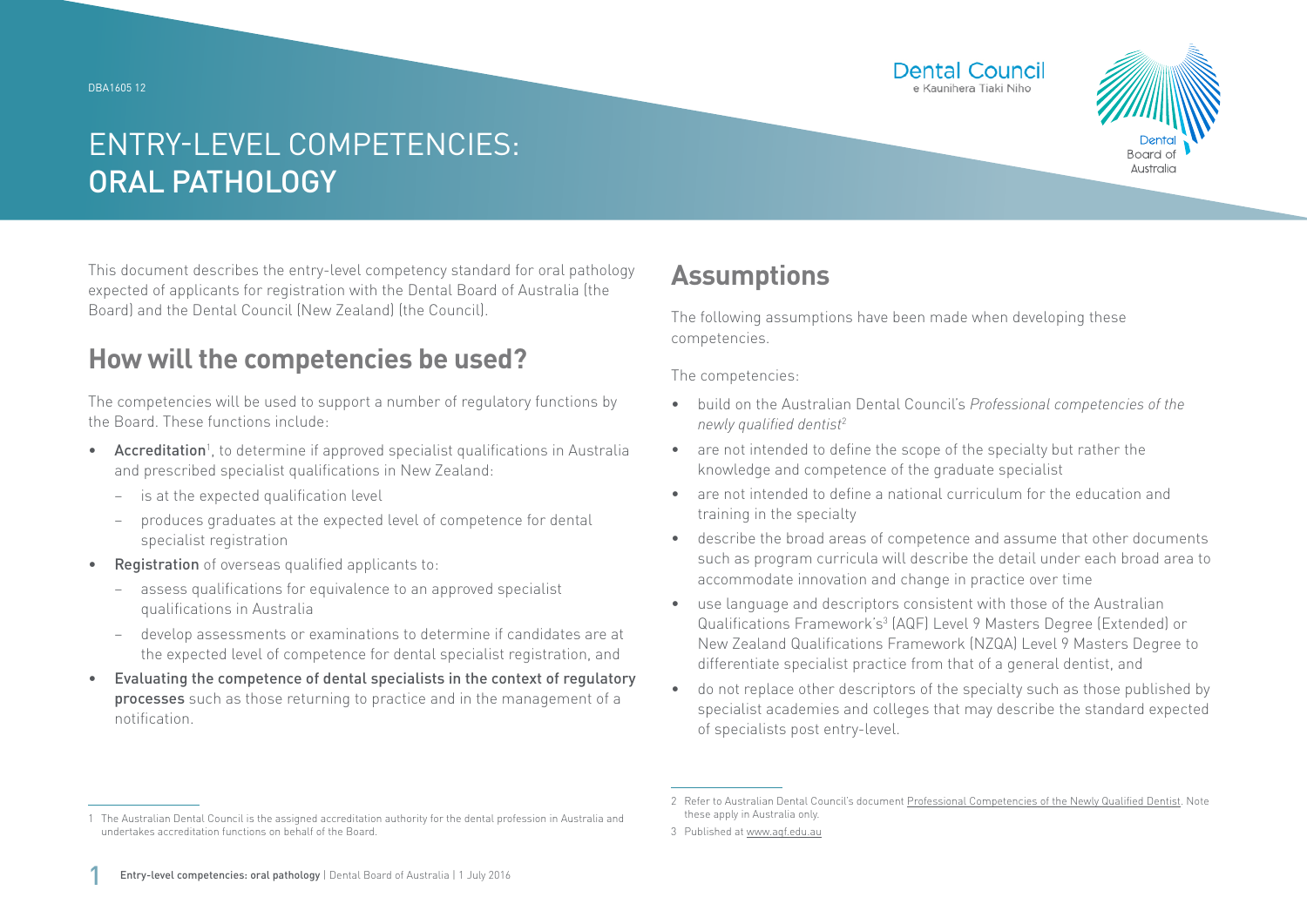DBA1605 12

# ENTRY-LEVEL COMPETENCIES: ORAL PATHOLOGY

This document describes the entry-level competency standard for oral pathology expected of applicants for registration with the Dental Board of Australia (the Board) and the Dental Council (New Zealand) (the Council).

## How will the competencies be used?

The competencies will be used to support a number of regulatory functions by the Board. These functions include:

- **Accreditation**[1], to determine if approved specialist qualifications in Australia and prescribed specialist qualifications in New Zealand:
  - is at the expected qualification level
  - produces graduates at the expected level of competence for dental specialist registration
- **Registration** of overseas qualified applicants to:
  - assess qualifications for equivalence to an approved specialist qualifications in Australia
  - develop assessments or examinations to determine if candidates are at the expected level of competence for dental specialist registration, and
- **Evaluating the competence of dental specialists in the context of regulatory processes** such as those returning to practice and in the management of a notification.

## Assumptions

The following assumptions have been made when developing these competencies.

The competencies:

- build on the Australian Dental Council's *Professional competencies of the newly qualified dentist*[2]
- are not intended to define the scope of the specialty but rather the knowledge and competence of the graduate specialist
- are not intended to define a national curriculum for the education and training in the specialty
- describe the broad areas of competence and assume that other documents such as program curricula will describe the detail under each broad area to accommodate innovation and change in practice over time
- use language and descriptors consistent with those of the Australian Qualifications Framework's[3] (AQF) Level 9 Masters Degree (Extended) or New Zealand Qualifications Framework (NZQA) Level 9 Masters Degree to differentiate specialist practice from that of a general dentist, and
- do not replace other descriptors of the specialty such as those published by specialist academies and colleges that may describe the standard expected of specialists post entry-level.

---

1 The Australian Dental Council is the assigned accreditation authority for the dental profession in Australia and undertakes accreditation functions on behalf of the Board.

2 Refer to Australian Dental Council's document Professional Competencies of the Newly Qualified Dentist. Note these apply in Australia only.

3 Published at www.aqf.edu.au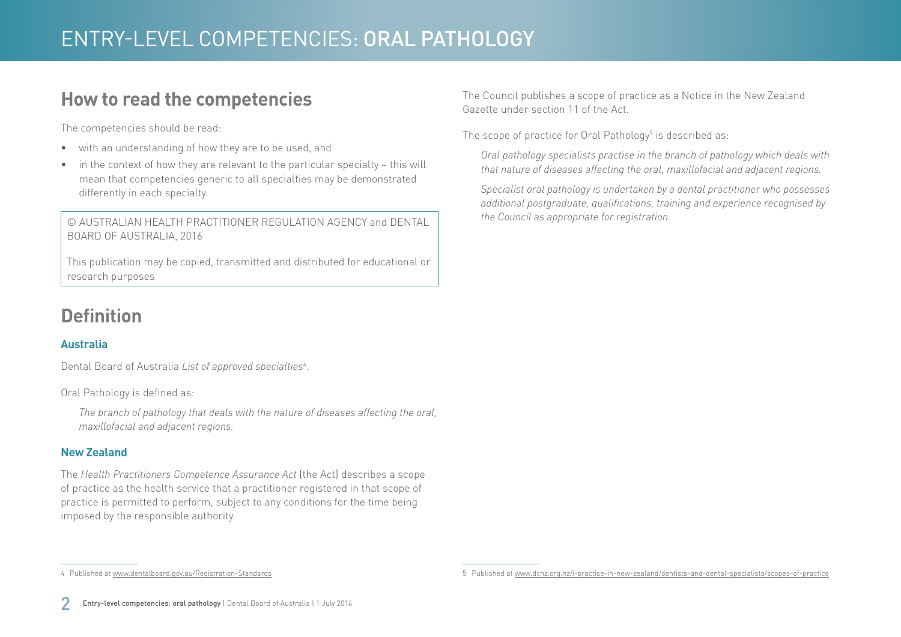## How to read the competencies

The competencies should be read:

- with an understanding of how they are to be used, and
- in the context of how they are relevant to the particular specialty – this will mean that competencies generic to all specialties may be demonstrated differently in each specialty.

© AUSTRALIAN HEALTH PRACTITIONER REGULATION AGENCY and DENTAL BOARD OF AUSTRALIA, 2016

This publication may be copied, transmitted and distributed for educational or research purposes

## Definition

### Australia

Dental Board of Australia *List of approved specialties*[4].

Oral Pathology is defined as:

> *The branch of pathology that deals with the nature of diseases affecting the oral, maxillofacial and adjacent regions.*

### New Zealand

The *Health Practitioners Competence Assurance Act* (the Act) describes a scope of practice as the health service that a practitioner registered in that scope of practice is permitted to perform, subject to any conditions for the time being imposed by the responsible authority.

The Council publishes a scope of practice as a Notice in the New Zealand Gazette under section 11 of the Act.

The scope of practice for Oral Pathology[5] is described as:

> *Oral pathology specialists practise in the branch of pathology which deals with that nature of diseases affecting the oral, maxillofacial and adjacent regions.*
>
> *Specialist oral pathology is undertaken by a dental practitioner who possesses additional postgraduate, qualifications, training and experience recognised by the Council as appropriate for registration.*

---

4 Published at www.dentalboard.gov.au/Registration-Standards

5 Published at www.dcnz.org.nz/i-practise-in-new-zealand/dentists-and-dental-specialists/scopes-of-practice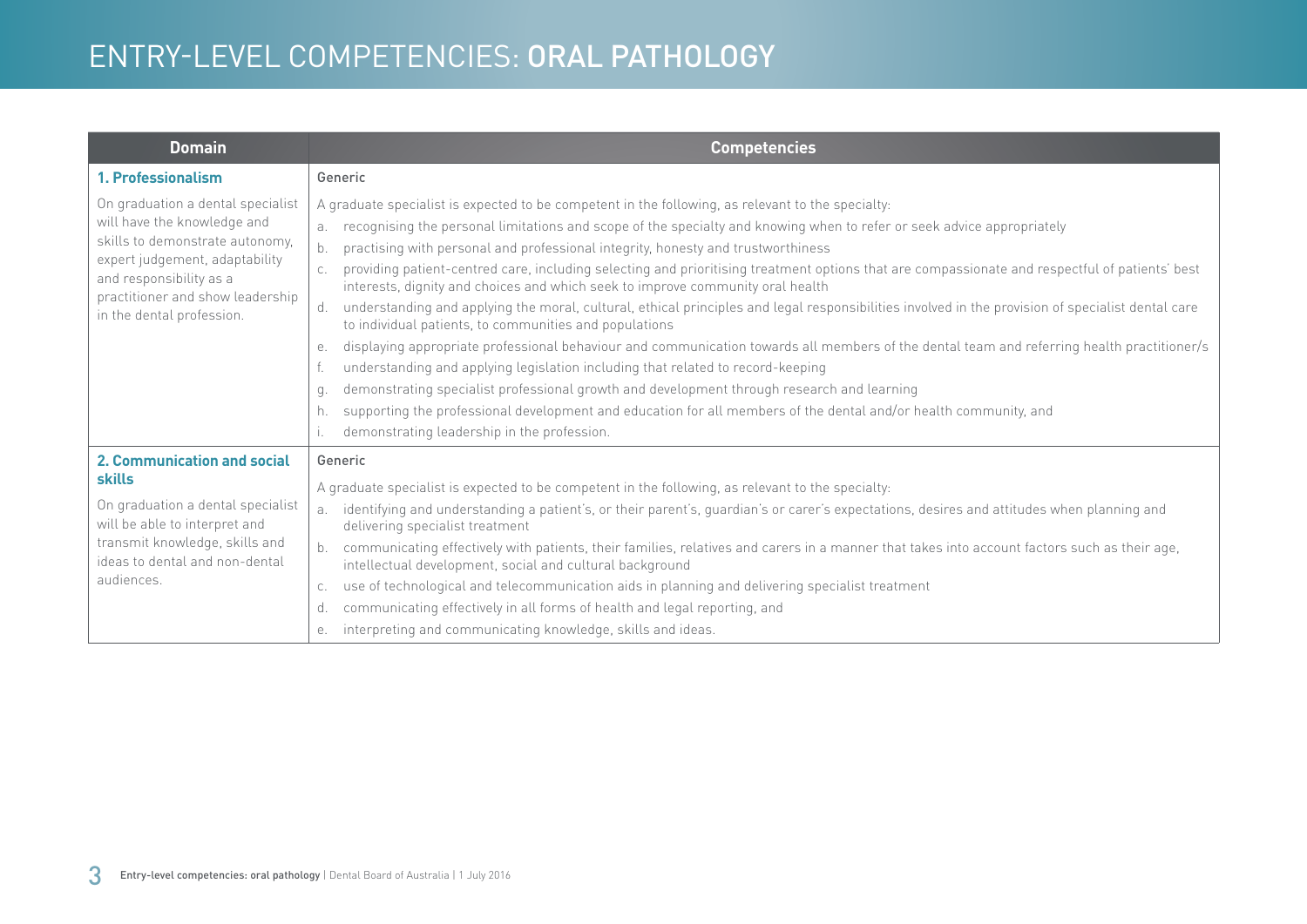# ENTRY-LEVEL COMPETENCIES: ORAL PATHOLOGY

| Domain | Competencies |
|---|---|
| **1. Professionalism**<br><br>On graduation a dental specialist will have the knowledge and skills to demonstrate autonomy, expert judgement, adaptability and responsibility as a practitioner and show leadership in the dental profession. | Generic<br><br>A graduate specialist is expected to be competent in the following, as relevant to the specialty:<br><br>a. recognising the personal limitations and scope of the specialty and knowing when to refer or seek advice appropriately<br>b. practising with personal and professional integrity, honesty and trustworthiness<br>c. providing patient-centred care, including selecting and prioritising treatment options that are compassionate and respectful of patients' best interests, dignity and choices and which seek to improve community oral health<br>d. understanding and applying the moral, cultural, ethical principles and legal responsibilities involved in the provision of specialist dental care to individual patients, to communities and populations<br>e. displaying appropriate professional behaviour and communication towards all members of the dental team and referring health practitioner/s<br>f. understanding and applying legislation including that related to record-keeping<br>g. demonstrating specialist professional growth and development through research and learning<br>h. supporting the professional development and education for all members of the dental and/or health community, and<br>i. demonstrating leadership in the profession. |
| **2. Communication and social skills**<br><br>On graduation a dental specialist will be able to interpret and transmit knowledge, skills and ideas to dental and non-dental audiences. | Generic<br><br>A graduate specialist is expected to be competent in the following, as relevant to the specialty:<br><br>a. identifying and understanding a patient's, or their parent's, guardian's or carer's expectations, desires and attitudes when planning and delivering specialist treatment<br>b. communicating effectively with patients, their families, relatives and carers in a manner that takes into account factors such as their age, intellectual development, social and cultural background<br>c. use of technological and telecommunication aids in planning and delivering specialist treatment<br>d. communicating effectively in all forms of health and legal reporting, and<br>e. interpreting and communicating knowledge, skills and ideas. |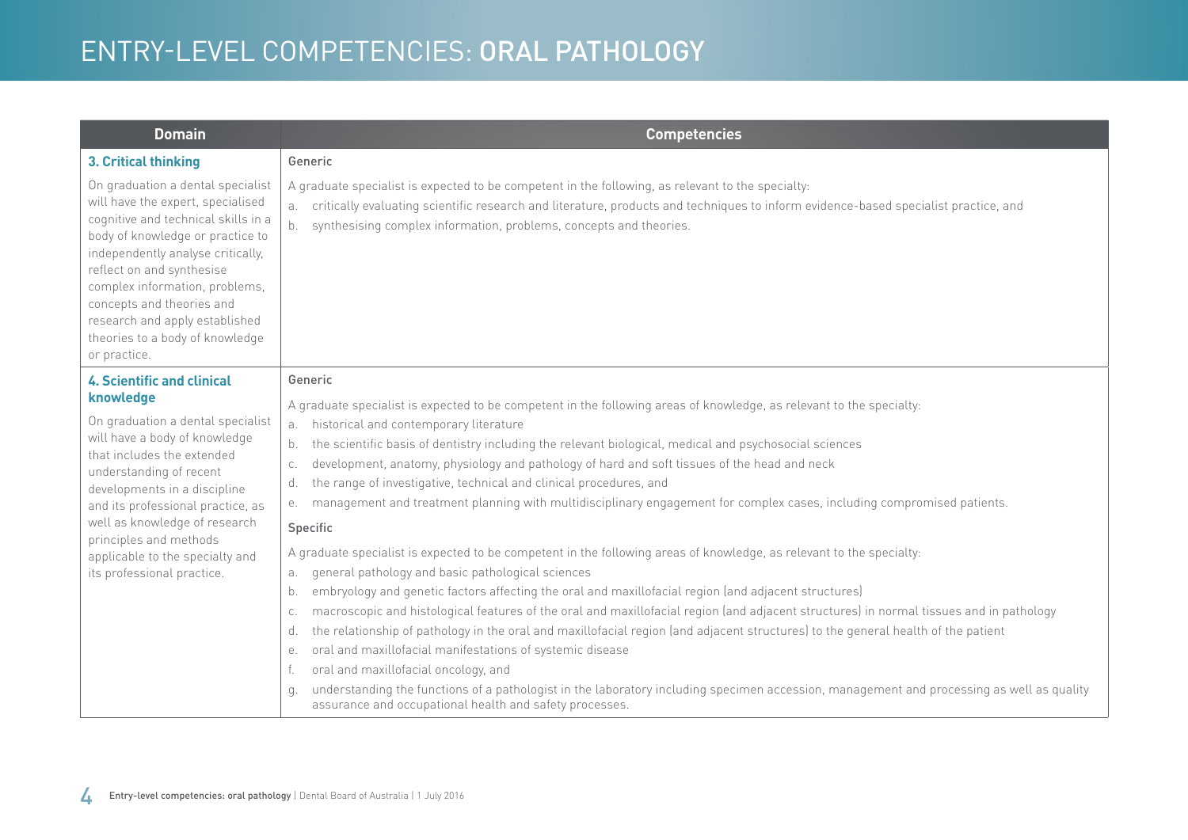# ENTRY-LEVEL COMPETENCIES: ORAL PATHOLOGY

| Domain | Competencies |
|---|---|
| **3. Critical thinking**<br><br>On graduation a dental specialist will have the expert, specialised cognitive and technical skills in a body of knowledge or practice to independently analyse critically, reflect on and synthesise complex information, problems, concepts and theories and research and apply established theories to a body of knowledge or practice. | Generic<br><br>A graduate specialist is expected to be competent in the following, as relevant to the specialty:<br>a. critically evaluating scientific research and literature, products and techniques to inform evidence-based specialist practice, and<br>b. synthesising complex information, problems, concepts and theories. |
| **4. Scientific and clinical knowledge**<br><br>On graduation a dental specialist will have a body of knowledge that includes the extended understanding of recent developments in a discipline and its professional practice, as well as knowledge of research principles and methods applicable to the specialty and its professional practice. | Generic<br><br>A graduate specialist is expected to be competent in the following areas of knowledge, as relevant to the specialty:<br>a. historical and contemporary literature<br>b. the scientific basis of dentistry including the relevant biological, medical and psychosocial sciences<br>c. development, anatomy, physiology and pathology of hard and soft tissues of the head and neck<br>d. the range of investigative, technical and clinical procedures, and<br>e. management and treatment planning with multidisciplinary engagement for complex cases, including compromised patients.<br><br>Specific<br><br>A graduate specialist is expected to be competent in the following areas of knowledge, as relevant to the specialty:<br>a. general pathology and basic pathological sciences<br>b. embryology and genetic factors affecting the oral and maxillofacial region (and adjacent structures)<br>c. macroscopic and histological features of the oral and maxillofacial region (and adjacent structures) in normal tissues and in pathology<br>d. the relationship of pathology in the oral and maxillofacial region (and adjacent structures) to the general health of the patient<br>e. oral and maxillofacial manifestations of systemic disease<br>f. oral and maxillofacial oncology, and<br>g. understanding the functions of a pathologist in the laboratory including specimen accession, management and processing as well as quality assurance and occupational health and safety processes. |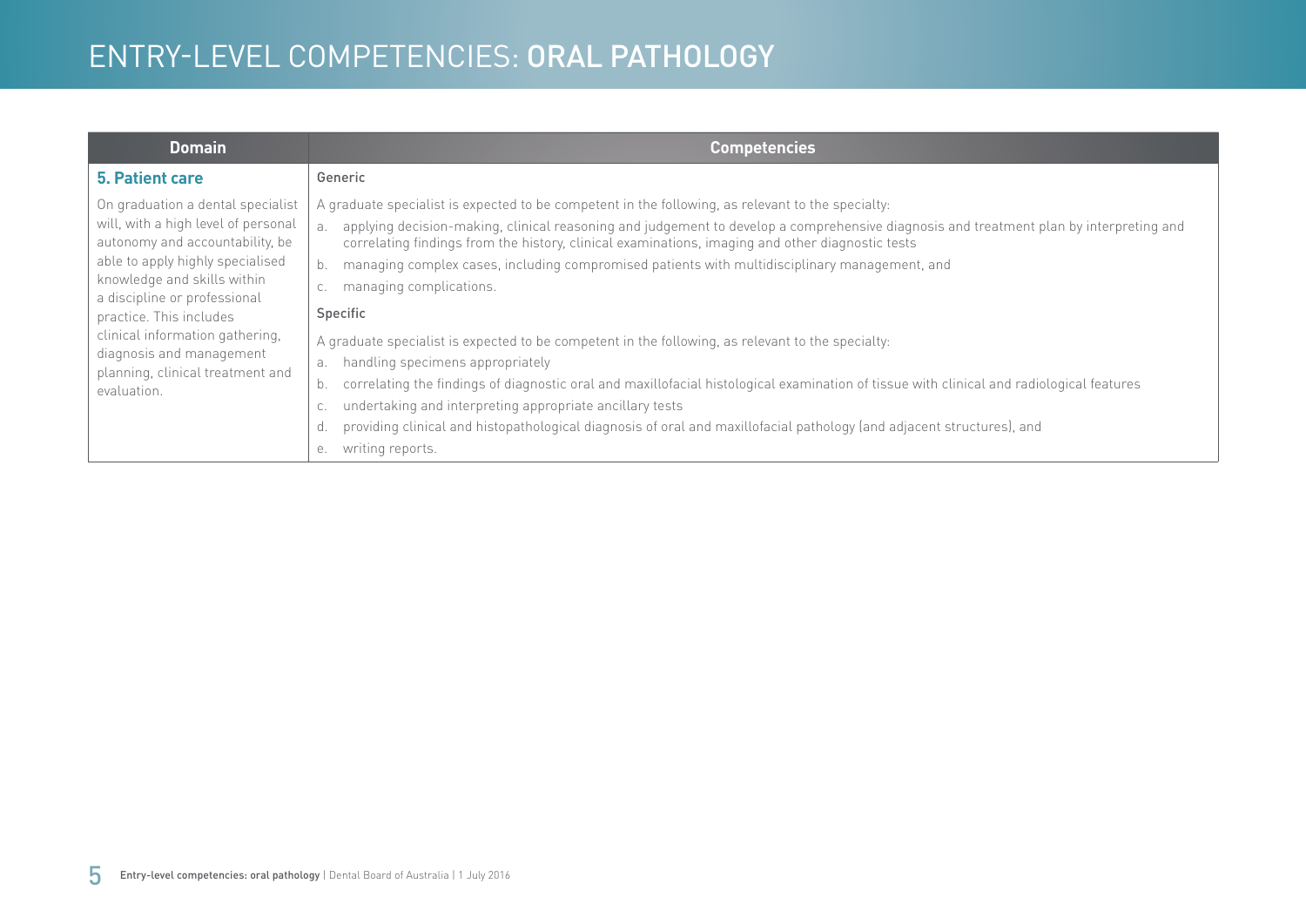# ENTRY-LEVEL COMPETENCIES: ORAL PATHOLOGY

| Domain | Competencies |
|---|---|
| **5. Patient care**<br><br>On graduation a dental specialist will, with a high level of personal autonomy and accountability, be able to apply highly specialised knowledge and skills within a discipline or professional practice. This includes clinical information gathering, diagnosis and management planning, clinical treatment and evaluation. | **Generic**<br><br>A graduate specialist is expected to be competent in the following, as relevant to the specialty:<br>a. applying decision-making, clinical reasoning and judgement to develop a comprehensive diagnosis and treatment plan by interpreting and correlating findings from the history, clinical examinations, imaging and other diagnostic tests<br>b. managing complex cases, including compromised patients with multidisciplinary management, and<br>c. managing complications.<br><br>**Specific**<br><br>A graduate specialist is expected to be competent in the following, as relevant to the specialty:<br>a. handling specimens appropriately<br>b. correlating the findings of diagnostic oral and maxillofacial histological examination of tissue with clinical and radiological features<br>c. undertaking and interpreting appropriate ancillary tests<br>d. providing clinical and histopathological diagnosis of oral and maxillofacial pathology (and adjacent structures), and<br>e. writing reports. |